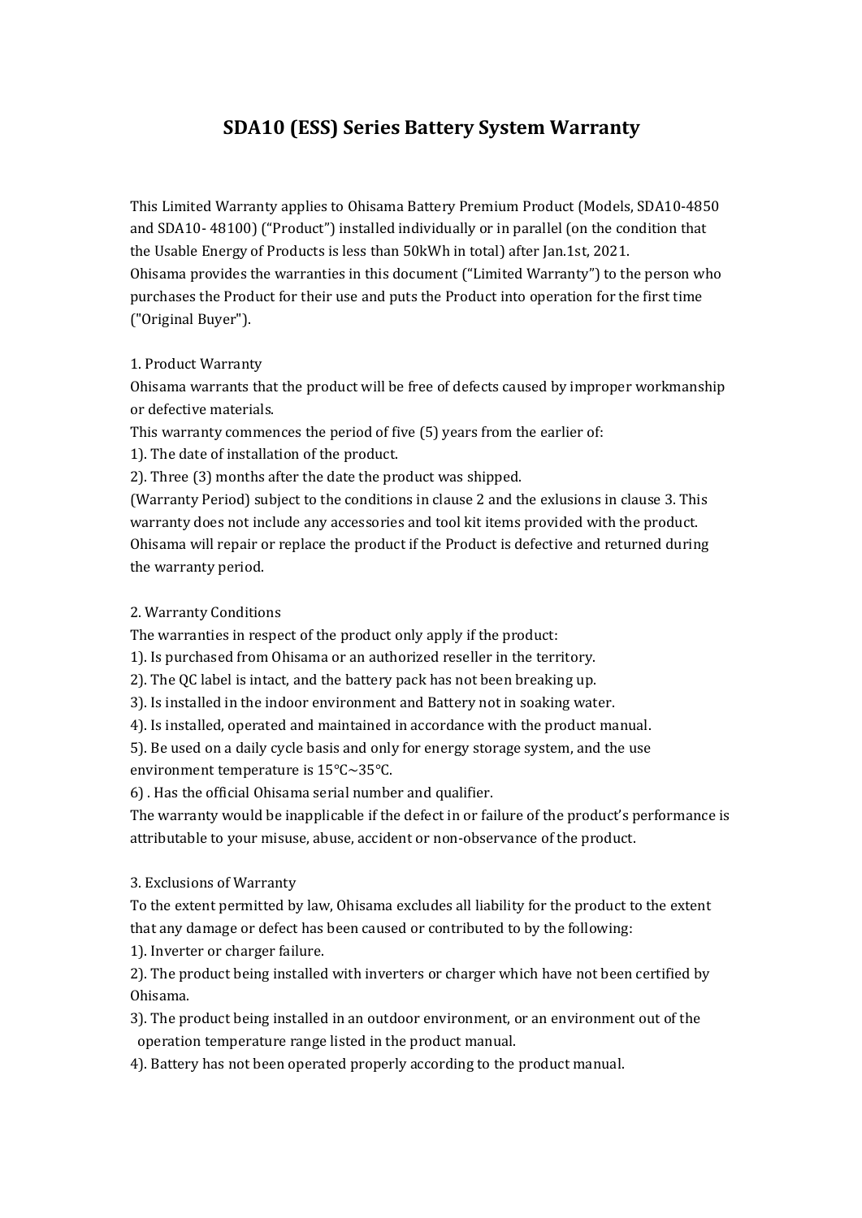# SDA10 (ESS) Series Battery System Warranty

This Limited Warranty applies to Ohisama Battery Premium Product (Models, SDA10-4850 and SDA10- 48100) ("Product") installed individually or in parallel (on the condition that the Usable Energy of Products is less than 50kWh in total) after Jan.1st, 2021.
Ohisama provides the warranties in this document ("Limited Warranty") to the person who purchases the Product for their use and puts the Product into operation for the first time ("Original Buyer").

1. Product Warranty

Ohisama warrants that the product will be free of defects caused by improper workmanship or defective materials.

This warranty commences the period of five (5) years from the earlier of:

1). The date of installation of the product.

2). Three (3) months after the date the product was shipped.

(Warranty Period) subject to the conditions in clause 2 and the exlusions in clause 3. This warranty does not include any accessories and tool kit items provided with the product. Ohisama will repair or replace the product if the Product is defective and returned during the warranty period.

2. Warranty Conditions

The warranties in respect of the product only apply if the product:

1). Is purchased from Ohisama or an authorized reseller in the territory.

2). The QC label is intact, and the battery pack has not been breaking up.

3). Is installed in the indoor environment and Battery not in soaking water.

4). Is installed, operated and maintained in accordance with the product manual.

5). Be used on a daily cycle basis and only for energy storage system, and the use environment temperature is 15℃~35℃.

6) . Has the official Ohisama serial number and qualifier.

The warranty would be inapplicable if the defect in or failure of the product's performance is attributable to your misuse, abuse, accident or non-observance of the product.

3. Exclusions of Warranty

To the extent permitted by law, Ohisama excludes all liability for the product to the extent that any damage or defect has been caused or contributed to by the following:

1). Inverter or charger failure.

2). The product being installed with inverters or charger which have not been certified by Ohisama.

3). The product being installed in an outdoor environment, or an environment out of the operation temperature range listed in the product manual.

4). Battery has not been operated properly according to the product manual.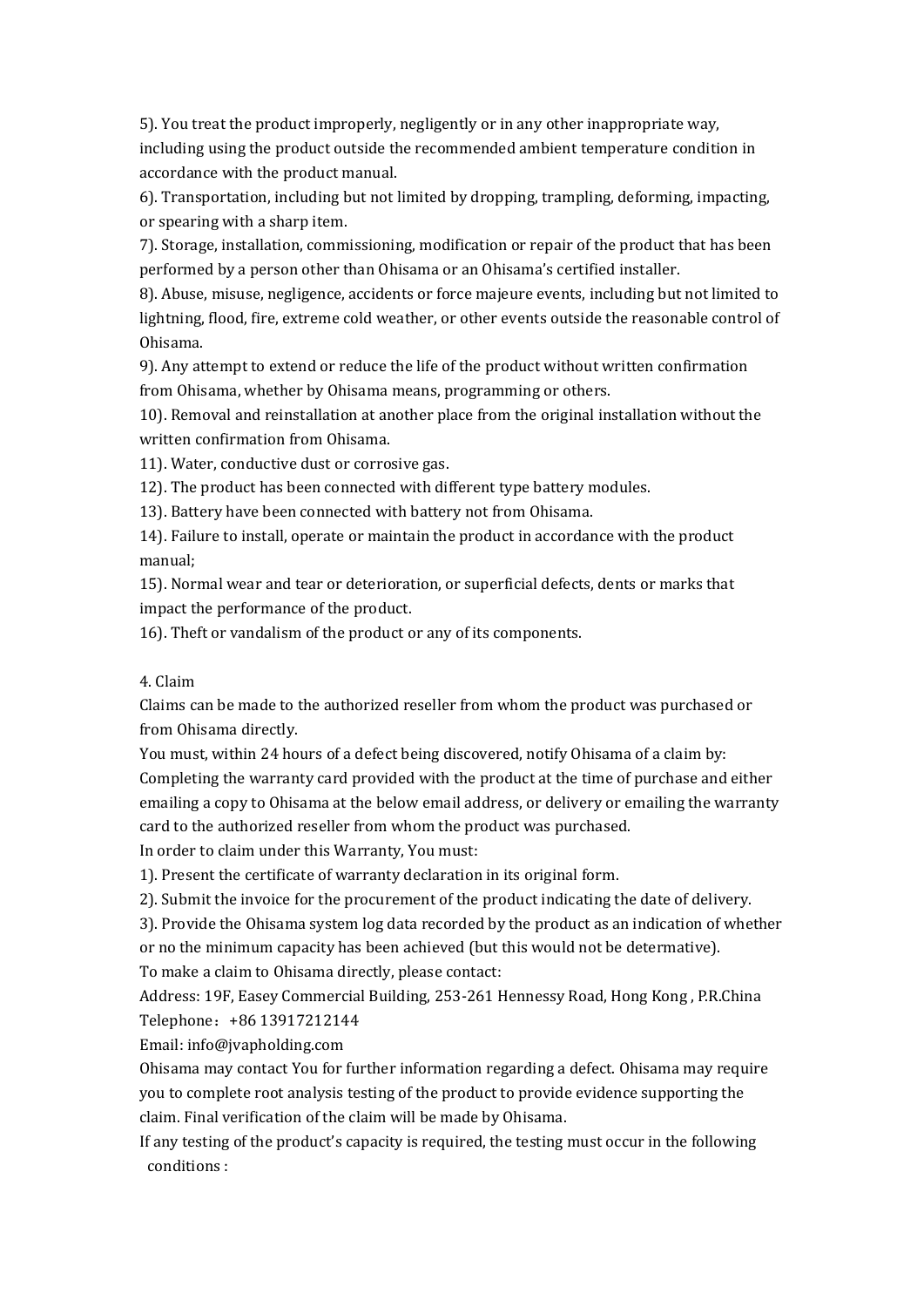5). You treat the product improperly, negligently or in any other inappropriate way, including using the product outside the recommended ambient temperature condition in accordance with the product manual.

6). Transportation, including but not limited by dropping, trampling, deforming, impacting, or spearing with a sharp item.

7). Storage, installation, commissioning, modification or repair of the product that has been performed by a person other than Ohisama or an Ohisama's certified installer.

8). Abuse, misuse, negligence, accidents or force majeure events, including but not limited to lightning, flood, fire, extreme cold weather, or other events outside the reasonable control of Ohisama.

9). Any attempt to extend or reduce the life of the product without written confirmation from Ohisama, whether by Ohisama means, programming or others.

10). Removal and reinstallation at another place from the original installation without the written confirmation from Ohisama.

11). Water, conductive dust or corrosive gas.

12). The product has been connected with different type battery modules.

13). Battery have been connected with battery not from Ohisama.

14). Failure to install, operate or maintain the product in accordance with the product manual;

15). Normal wear and tear or deterioration, or superficial defects, dents or marks that impact the performance of the product.

16). Theft or vandalism of the product or any of its components.

4. Claim

Claims can be made to the authorized reseller from whom the product was purchased or from Ohisama directly.

You must, within 24 hours of a defect being discovered, notify Ohisama of a claim by: Completing the warranty card provided with the product at the time of purchase and either emailing a copy to Ohisama at the below email address, or delivery or emailing the warranty card to the authorized reseller from whom the product was purchased.

In order to claim under this Warranty, You must:

1). Present the certificate of warranty declaration in its original form.

2). Submit the invoice for the procurement of the product indicating the date of delivery.

3). Provide the Ohisama system log data recorded by the product as an indication of whether or no the minimum capacity has been achieved (but this would not be determative).

To make a claim to Ohisama directly, please contact:

Address: 19F, Easey Commercial Building, 253-261 Hennessy Road, Hong Kong , P.R.China

Telephone：+86 13917212144

Email: info@jvapholding.com

Ohisama may contact You for further information regarding a defect. Ohisama may require you to complete root analysis testing of the product to provide evidence supporting the claim. Final verification of the claim will be made by Ohisama.

If any testing of the product's capacity is required, the testing must occur in the following conditions :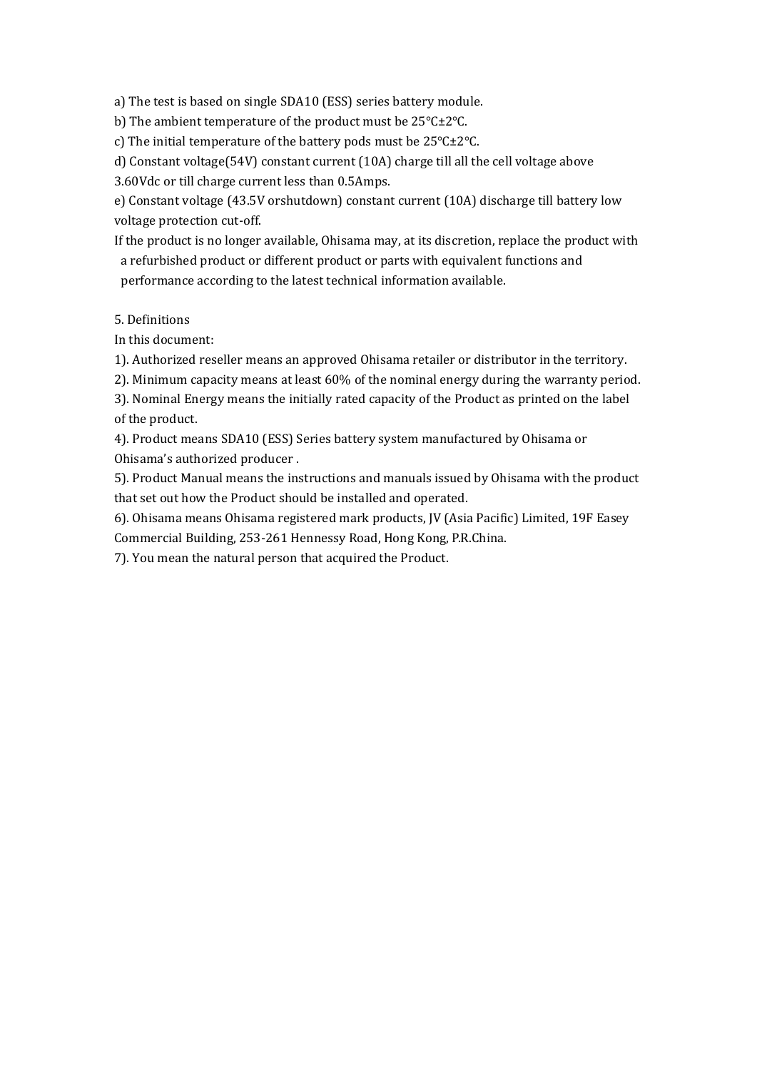a) The test is based on single SDA10 (ESS) series battery module.

b) The ambient temperature of the product must be 25℃±2℃.

c) The initial temperature of the battery pods must be 25℃±2℃.

d) Constant voltage(54V) constant current (10A) charge till all the cell voltage above 3.60Vdc or till charge current less than 0.5Amps.

e) Constant voltage (43.5V orshutdown) constant current (10A) discharge till battery low voltage protection cut-off.

If the product is no longer available, Ohisama may, at its discretion, replace the product with a refurbished product or different product or parts with equivalent functions and performance according to the latest technical information available.

5. Definitions

In this document:

1). Authorized reseller means an approved Ohisama retailer or distributor in the territory.

2). Minimum capacity means at least 60% of the nominal energy during the warranty period.

3). Nominal Energy means the initially rated capacity of the Product as printed on the label of the product.

4). Product means SDA10 (ESS) Series battery system manufactured by Ohisama or Ohisama's authorized producer .

5). Product Manual means the instructions and manuals issued by Ohisama with the product that set out how the Product should be installed and operated.

6). Ohisama means Ohisama registered mark products, JV (Asia Pacific) Limited, 19F Easey Commercial Building, 253-261 Hennessy Road, Hong Kong, P.R.China.

7). You mean the natural person that acquired the Product.